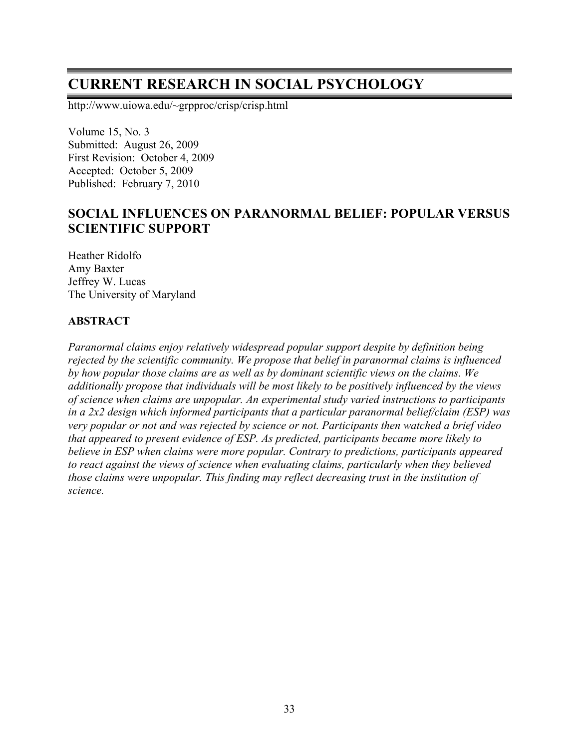# CURRENT RESEARCH IN SOCIAL PSYCHOLOGY

http://www.uiowa.edu/~grpproc/crisp/crisp.html

Volume 15, No. 3
Submitted: August 26, 2009
First Revision: October 4, 2009
Accepted: October 5, 2009
Published: February 7, 2010

## SOCIAL INFLUENCES ON PARANORMAL BELIEF: POPULAR VERSUS SCIENTIFIC SUPPORT

Heather Ridolfo
Amy Baxter
Jeffrey W. Lucas
The University of Maryland

### ABSTRACT

*Paranormal claims enjoy relatively widespread popular support despite by definition being rejected by the scientific community. We propose that belief in paranormal claims is influenced by how popular those claims are as well as by dominant scientific views on the claims. We additionally propose that individuals will be most likely to be positively influenced by the views of science when claims are unpopular. An experimental study varied instructions to participants in a 2x2 design which informed participants that a particular paranormal belief/claim (ESP) was very popular or not and was rejected by science or not. Participants then watched a brief video that appeared to present evidence of ESP. As predicted, participants became more likely to believe in ESP when claims were more popular. Contrary to predictions, participants appeared to react against the views of science when evaluating claims, particularly when they believed those claims were unpopular. This finding may reflect decreasing trust in the institution of science.*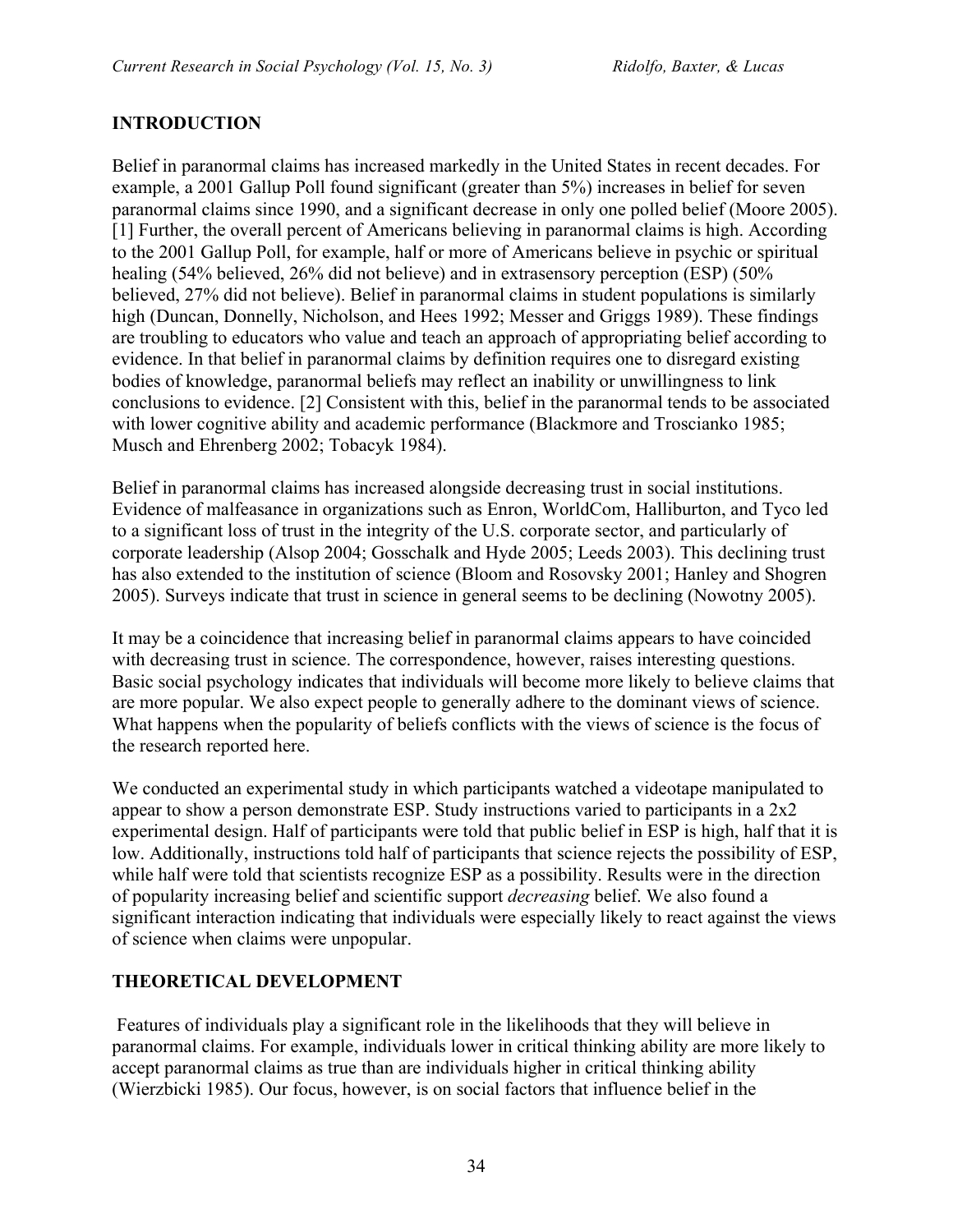## INTRODUCTION

Belief in paranormal claims has increased markedly in the United States in recent decades. For example, a 2001 Gallup Poll found significant (greater than 5%) increases in belief for seven paranormal claims since 1990, and a significant decrease in only one polled belief (Moore 2005). [1] Further, the overall percent of Americans believing in paranormal claims is high. According to the 2001 Gallup Poll, for example, half or more of Americans believe in psychic or spiritual healing (54% believed, 26% did not believe) and in extrasensory perception (ESP) (50% believed, 27% did not believe). Belief in paranormal claims in student populations is similarly high (Duncan, Donnelly, Nicholson, and Hees 1992; Messer and Griggs 1989). These findings are troubling to educators who value and teach an approach of appropriating belief according to evidence. In that belief in paranormal claims by definition requires one to disregard existing bodies of knowledge, paranormal beliefs may reflect an inability or unwillingness to link conclusions to evidence. [2] Consistent with this, belief in the paranormal tends to be associated with lower cognitive ability and academic performance (Blackmore and Troscianko 1985; Musch and Ehrenberg 2002; Tobacyk 1984).

Belief in paranormal claims has increased alongside decreasing trust in social institutions. Evidence of malfeasance in organizations such as Enron, WorldCom, Halliburton, and Tyco led to a significant loss of trust in the integrity of the U.S. corporate sector, and particularly of corporate leadership (Alsop 2004; Gosschalk and Hyde 2005; Leeds 2003). This declining trust has also extended to the institution of science (Bloom and Rosovsky 2001; Hanley and Shogren 2005). Surveys indicate that trust in science in general seems to be declining (Nowotny 2005).

It may be a coincidence that increasing belief in paranormal claims appears to have coincided with decreasing trust in science. The correspondence, however, raises interesting questions. Basic social psychology indicates that individuals will become more likely to believe claims that are more popular. We also expect people to generally adhere to the dominant views of science. What happens when the popularity of beliefs conflicts with the views of science is the focus of the research reported here.

We conducted an experimental study in which participants watched a videotape manipulated to appear to show a person demonstrate ESP. Study instructions varied to participants in a 2x2 experimental design. Half of participants were told that public belief in ESP is high, half that it is low. Additionally, instructions told half of participants that science rejects the possibility of ESP, while half were told that scientists recognize ESP as a possibility. Results were in the direction of popularity increasing belief and scientific support *decreasing* belief. We also found a significant interaction indicating that individuals were especially likely to react against the views of science when claims were unpopular.

## THEORETICAL DEVELOPMENT

Features of individuals play a significant role in the likelihoods that they will believe in paranormal claims. For example, individuals lower in critical thinking ability are more likely to accept paranormal claims as true than are individuals higher in critical thinking ability (Wierzbicki 1985). Our focus, however, is on social factors that influence belief in the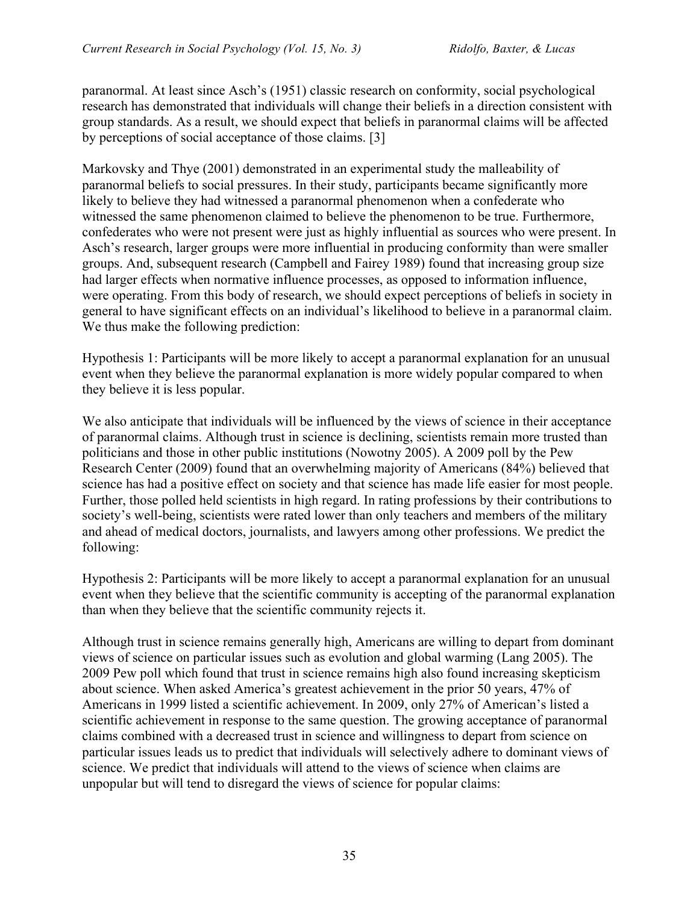paranormal. At least since Asch's (1951) classic research on conformity, social psychological research has demonstrated that individuals will change their beliefs in a direction consistent with group standards. As a result, we should expect that beliefs in paranormal claims will be affected by perceptions of social acceptance of those claims. [3]

Markovsky and Thye (2001) demonstrated in an experimental study the malleability of paranormal beliefs to social pressures. In their study, participants became significantly more likely to believe they had witnessed a paranormal phenomenon when a confederate who witnessed the same phenomenon claimed to believe the phenomenon to be true. Furthermore, confederates who were not present were just as highly influential as sources who were present. In Asch's research, larger groups were more influential in producing conformity than were smaller groups. And, subsequent research (Campbell and Fairey 1989) found that increasing group size had larger effects when normative influence processes, as opposed to information influence, were operating. From this body of research, we should expect perceptions of beliefs in society in general to have significant effects on an individual's likelihood to believe in a paranormal claim. We thus make the following prediction:

Hypothesis 1: Participants will be more likely to accept a paranormal explanation for an unusual event when they believe the paranormal explanation is more widely popular compared to when they believe it is less popular.

We also anticipate that individuals will be influenced by the views of science in their acceptance of paranormal claims. Although trust in science is declining, scientists remain more trusted than politicians and those in other public institutions (Nowotny 2005). A 2009 poll by the Pew Research Center (2009) found that an overwhelming majority of Americans (84%) believed that science has had a positive effect on society and that science has made life easier for most people. Further, those polled held scientists in high regard. In rating professions by their contributions to society's well-being, scientists were rated lower than only teachers and members of the military and ahead of medical doctors, journalists, and lawyers among other professions. We predict the following:

Hypothesis 2: Participants will be more likely to accept a paranormal explanation for an unusual event when they believe that the scientific community is accepting of the paranormal explanation than when they believe that the scientific community rejects it.

Although trust in science remains generally high, Americans are willing to depart from dominant views of science on particular issues such as evolution and global warming (Lang 2005). The 2009 Pew poll which found that trust in science remains high also found increasing skepticism about science. When asked America's greatest achievement in the prior 50 years, 47% of Americans in 1999 listed a scientific achievement. In 2009, only 27% of American's listed a scientific achievement in response to the same question. The growing acceptance of paranormal claims combined with a decreased trust in science and willingness to depart from science on particular issues leads us to predict that individuals will selectively adhere to dominant views of science. We predict that individuals will attend to the views of science when claims are unpopular but will tend to disregard the views of science for popular claims: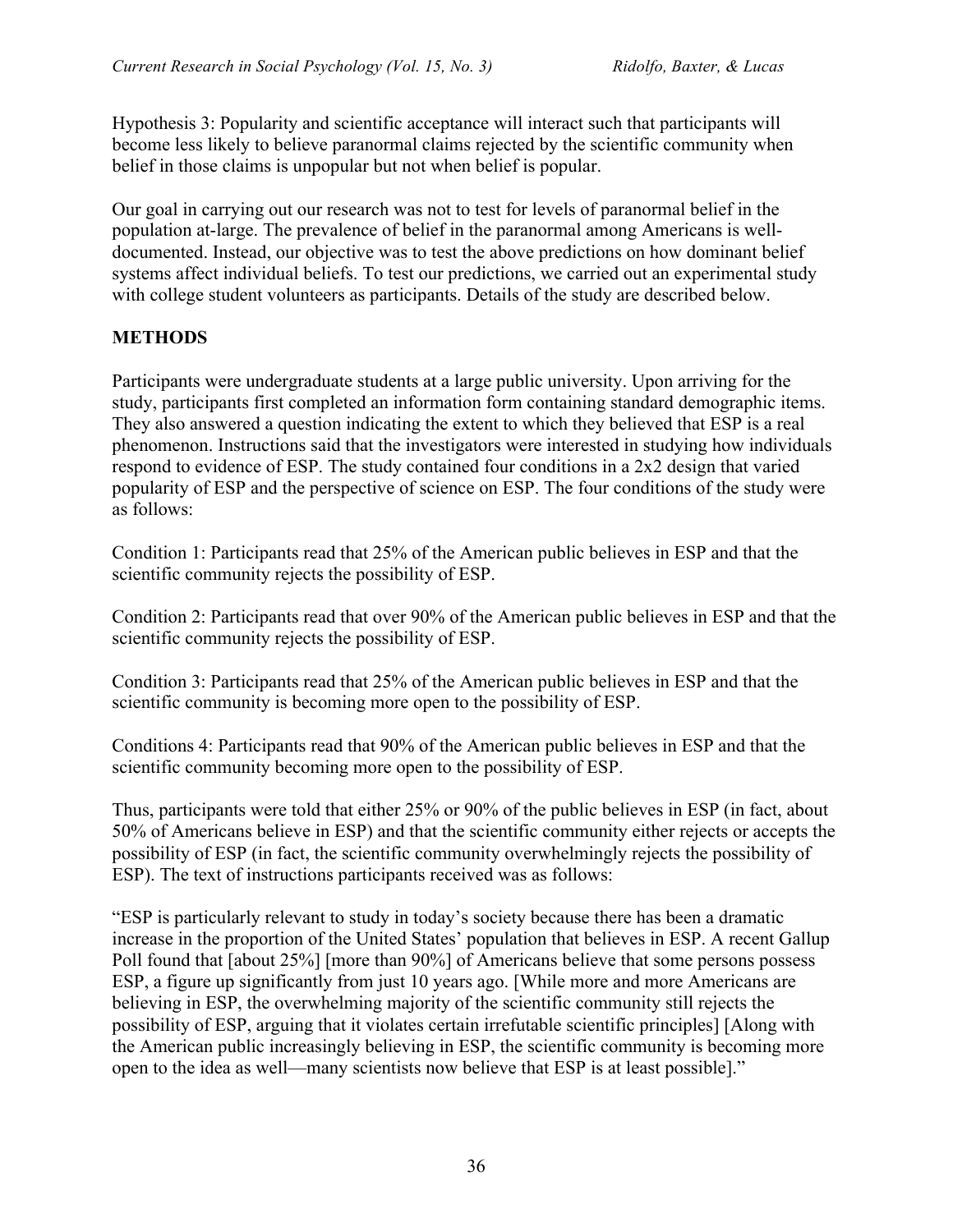Hypothesis 3: Popularity and scientific acceptance will interact such that participants will become less likely to believe paranormal claims rejected by the scientific community when belief in those claims is unpopular but not when belief is popular.

Our goal in carrying out our research was not to test for levels of paranormal belief in the population at-large. The prevalence of belief in the paranormal among Americans is well-documented. Instead, our objective was to test the above predictions on how dominant belief systems affect individual beliefs. To test our predictions, we carried out an experimental study with college student volunteers as participants. Details of the study are described below.

## METHODS

Participants were undergraduate students at a large public university. Upon arriving for the study, participants first completed an information form containing standard demographic items. They also answered a question indicating the extent to which they believed that ESP is a real phenomenon. Instructions said that the investigators were interested in studying how individuals respond to evidence of ESP. The study contained four conditions in a 2x2 design that varied popularity of ESP and the perspective of science on ESP. The four conditions of the study were as follows:

Condition 1: Participants read that 25% of the American public believes in ESP and that the scientific community rejects the possibility of ESP.

Condition 2: Participants read that over 90% of the American public believes in ESP and that the scientific community rejects the possibility of ESP.

Condition 3: Participants read that 25% of the American public believes in ESP and that the scientific community is becoming more open to the possibility of ESP.

Conditions 4: Participants read that 90% of the American public believes in ESP and that the scientific community becoming more open to the possibility of ESP.

Thus, participants were told that either 25% or 90% of the public believes in ESP (in fact, about 50% of Americans believe in ESP) and that the scientific community either rejects or accepts the possibility of ESP (in fact, the scientific community overwhelmingly rejects the possibility of ESP). The text of instructions participants received was as follows:

"ESP is particularly relevant to study in today's society because there has been a dramatic increase in the proportion of the United States' population that believes in ESP. A recent Gallup Poll found that [about 25%] [more than 90%] of Americans believe that some persons possess ESP, a figure up significantly from just 10 years ago. [While more and more Americans are believing in ESP, the overwhelming majority of the scientific community still rejects the possibility of ESP, arguing that it violates certain irrefutable scientific principles] [Along with the American public increasingly believing in ESP, the scientific community is becoming more open to the idea as well—many scientists now believe that ESP is at least possible]."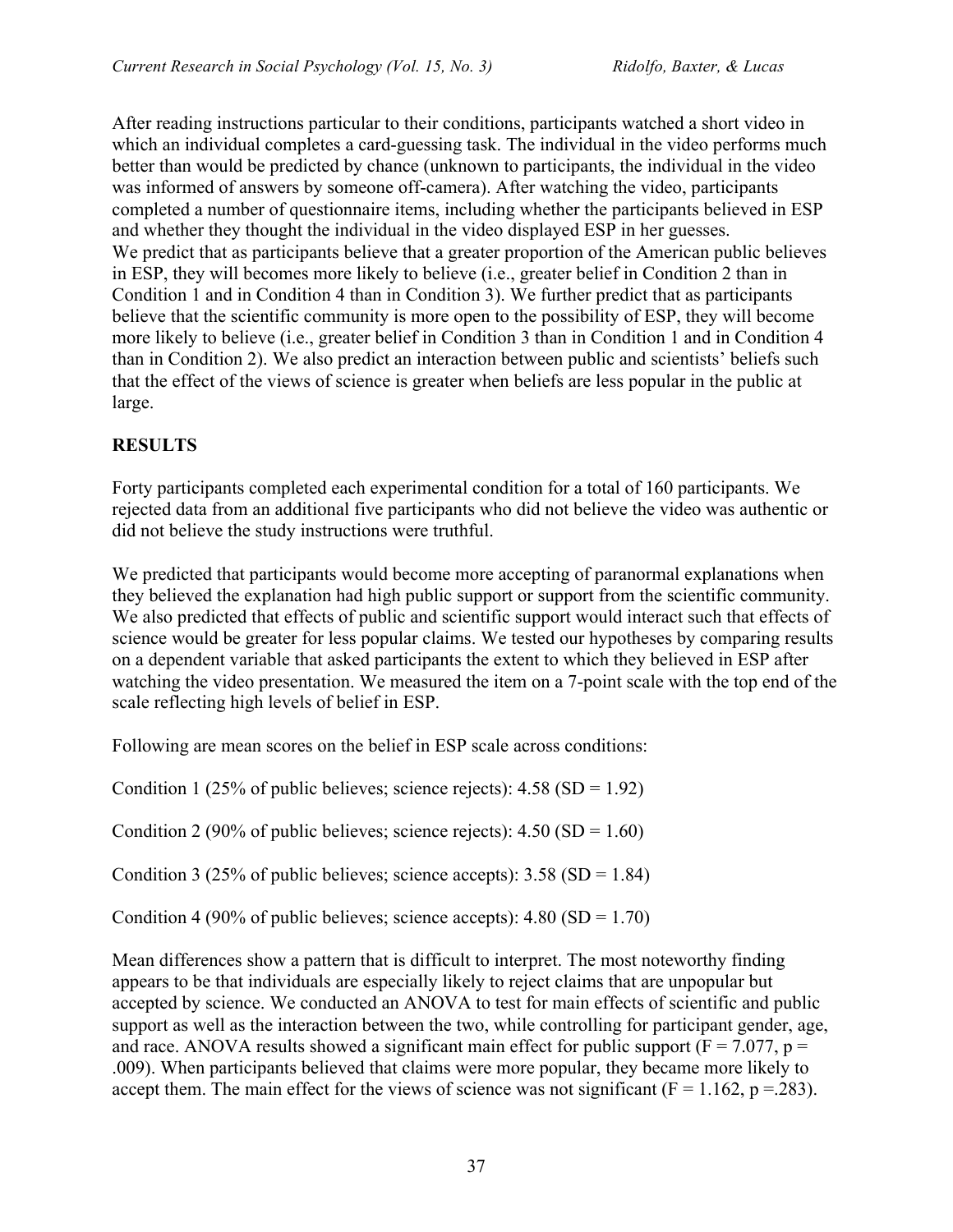After reading instructions particular to their conditions, participants watched a short video in which an individual completes a card-guessing task. The individual in the video performs much better than would be predicted by chance (unknown to participants, the individual in the video was informed of answers by someone off-camera). After watching the video, participants completed a number of questionnaire items, including whether the participants believed in ESP and whether they thought the individual in the video displayed ESP in her guesses.
We predict that as participants believe that a greater proportion of the American public believes in ESP, they will becomes more likely to believe (i.e., greater belief in Condition 2 than in Condition 1 and in Condition 4 than in Condition 3). We further predict that as participants believe that the scientific community is more open to the possibility of ESP, they will become more likely to believe (i.e., greater belief in Condition 3 than in Condition 1 and in Condition 4 than in Condition 2). We also predict an interaction between public and scientists' beliefs such that the effect of the views of science is greater when beliefs are less popular in the public at large.

## RESULTS

Forty participants completed each experimental condition for a total of 160 participants. We rejected data from an additional five participants who did not believe the video was authentic or did not believe the study instructions were truthful.

We predicted that participants would become more accepting of paranormal explanations when they believed the explanation had high public support or support from the scientific community. We also predicted that effects of public and scientific support would interact such that effects of science would be greater for less popular claims. We tested our hypotheses by comparing results on a dependent variable that asked participants the extent to which they believed in ESP after watching the video presentation. We measured the item on a 7-point scale with the top end of the scale reflecting high levels of belief in ESP.

Following are mean scores on the belief in ESP scale across conditions:

Condition 1 (25% of public believes; science rejects): 4.58 (SD = 1.92)

Condition 2 (90% of public believes; science rejects): 4.50 (SD = 1.60)

Condition 3 (25% of public believes; science accepts): 3.58 (SD = 1.84)

Condition 4 (90% of public believes; science accepts): 4.80 (SD = 1.70)

Mean differences show a pattern that is difficult to interpret. The most noteworthy finding appears to be that individuals are especially likely to reject claims that are unpopular but accepted by science. We conducted an ANOVA to test for main effects of scientific and public support as well as the interaction between the two, while controlling for participant gender, age, and race. ANOVA results showed a significant main effect for public support ($F = 7.077$, $p = .009$). When participants believed that claims were more popular, they became more likely to accept them. The main effect for the views of science was not significant ($F = 1.162$, $p = .283$).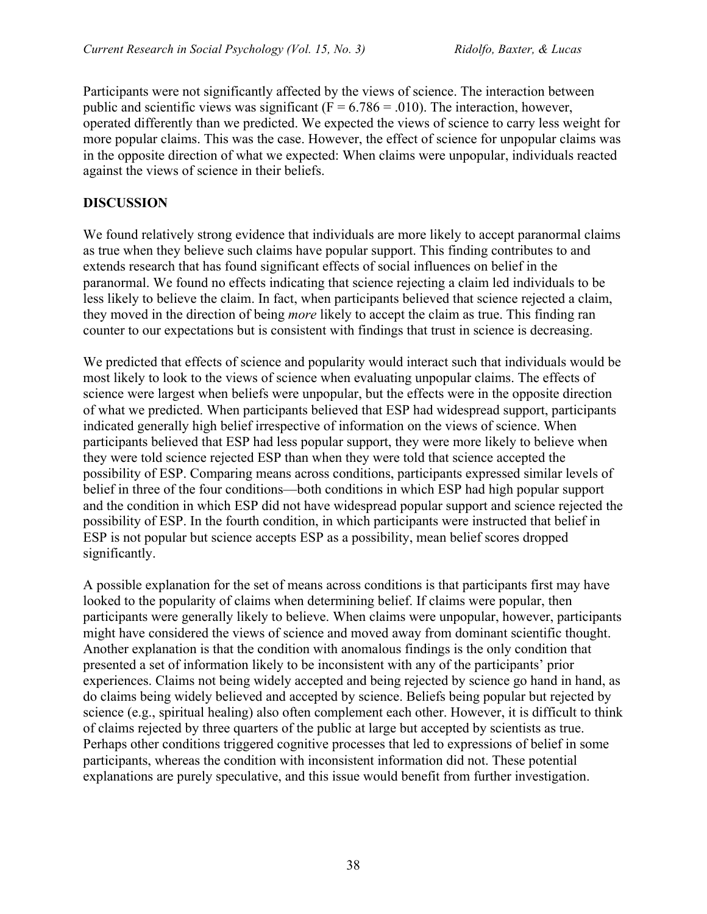Participants were not significantly affected by the views of science. The interaction between public and scientific views was significant ($F = 6.786 = .010$). The interaction, however, operated differently than we predicted. We expected the views of science to carry less weight for more popular claims. This was the case. However, the effect of science for unpopular claims was in the opposite direction of what we expected: When claims were unpopular, individuals reacted against the views of science in their beliefs.

## DISCUSSION

We found relatively strong evidence that individuals are more likely to accept paranormal claims as true when they believe such claims have popular support. This finding contributes to and extends research that has found significant effects of social influences on belief in the paranormal. We found no effects indicating that science rejecting a claim led individuals to be less likely to believe the claim. In fact, when participants believed that science rejected a claim, they moved in the direction of being *more* likely to accept the claim as true. This finding ran counter to our expectations but is consistent with findings that trust in science is decreasing.

We predicted that effects of science and popularity would interact such that individuals would be most likely to look to the views of science when evaluating unpopular claims. The effects of science were largest when beliefs were unpopular, but the effects were in the opposite direction of what we predicted. When participants believed that ESP had widespread support, participants indicated generally high belief irrespective of information on the views of science. When participants believed that ESP had less popular support, they were more likely to believe when they were told science rejected ESP than when they were told that science accepted the possibility of ESP. Comparing means across conditions, participants expressed similar levels of belief in three of the four conditions—both conditions in which ESP had high popular support and the condition in which ESP did not have widespread popular support and science rejected the possibility of ESP. In the fourth condition, in which participants were instructed that belief in ESP is not popular but science accepts ESP as a possibility, mean belief scores dropped significantly.

A possible explanation for the set of means across conditions is that participants first may have looked to the popularity of claims when determining belief. If claims were popular, then participants were generally likely to believe. When claims were unpopular, however, participants might have considered the views of science and moved away from dominant scientific thought. Another explanation is that the condition with anomalous findings is the only condition that presented a set of information likely to be inconsistent with any of the participants' prior experiences. Claims not being widely accepted and being rejected by science go hand in hand, as do claims being widely believed and accepted by science. Beliefs being popular but rejected by science (e.g., spiritual healing) also often complement each other. However, it is difficult to think of claims rejected by three quarters of the public at large but accepted by scientists as true. Perhaps other conditions triggered cognitive processes that led to expressions of belief in some participants, whereas the condition with inconsistent information did not. These potential explanations are purely speculative, and this issue would benefit from further investigation.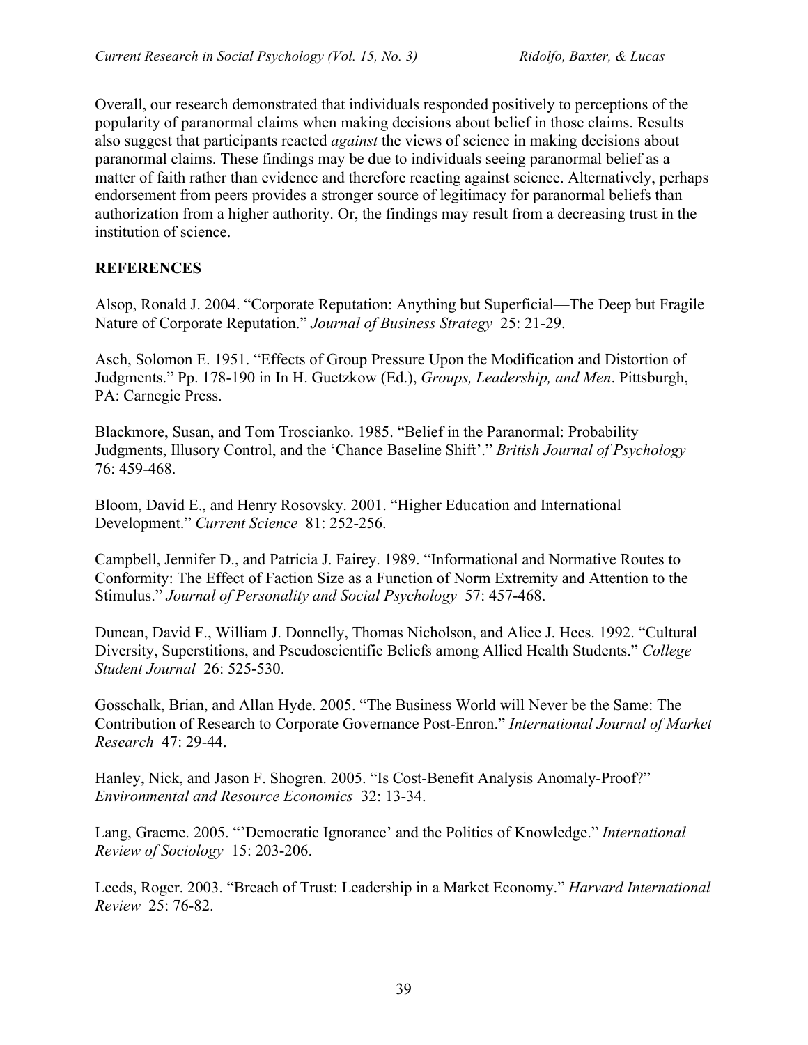Overall, our research demonstrated that individuals responded positively to perceptions of the popularity of paranormal claims when making decisions about belief in those claims. Results also suggest that participants reacted *against* the views of science in making decisions about paranormal claims. These findings may be due to individuals seeing paranormal belief as a matter of faith rather than evidence and therefore reacting against science. Alternatively, perhaps endorsement from peers provides a stronger source of legitimacy for paranormal beliefs than authorization from a higher authority. Or, the findings may result from a decreasing trust in the institution of science.

## REFERENCES

Alsop, Ronald J. 2004. "Corporate Reputation: Anything but Superficial—The Deep but Fragile Nature of Corporate Reputation." *Journal of Business Strategy* 25: 21-29.

Asch, Solomon E. 1951. "Effects of Group Pressure Upon the Modification and Distortion of Judgments." Pp. 178-190 in In H. Guetzkow (Ed.), *Groups, Leadership, and Men*. Pittsburgh, PA: Carnegie Press.

Blackmore, Susan, and Tom Troscianko. 1985. "Belief in the Paranormal: Probability Judgments, Illusory Control, and the 'Chance Baseline Shift'." *British Journal of Psychology* 76: 459-468.

Bloom, David E., and Henry Rosovsky. 2001. "Higher Education and International Development." *Current Science* 81: 252-256.

Campbell, Jennifer D., and Patricia J. Fairey. 1989. "Informational and Normative Routes to Conformity: The Effect of Faction Size as a Function of Norm Extremity and Attention to the Stimulus." *Journal of Personality and Social Psychology* 57: 457-468.

Duncan, David F., William J. Donnelly, Thomas Nicholson, and Alice J. Hees. 1992. "Cultural Diversity, Superstitions, and Pseudoscientific Beliefs among Allied Health Students." *College Student Journal* 26: 525-530.

Gosschalk, Brian, and Allan Hyde. 2005. "The Business World will Never be the Same: The Contribution of Research to Corporate Governance Post-Enron." *International Journal of Market Research* 47: 29-44.

Hanley, Nick, and Jason F. Shogren. 2005. "Is Cost-Benefit Analysis Anomaly-Proof?" *Environmental and Resource Economics* 32: 13-34.

Lang, Graeme. 2005. "'Democratic Ignorance' and the Politics of Knowledge." *International Review of Sociology* 15: 203-206.

Leeds, Roger. 2003. "Breach of Trust: Leadership in a Market Economy." *Harvard International Review* 25: 76-82.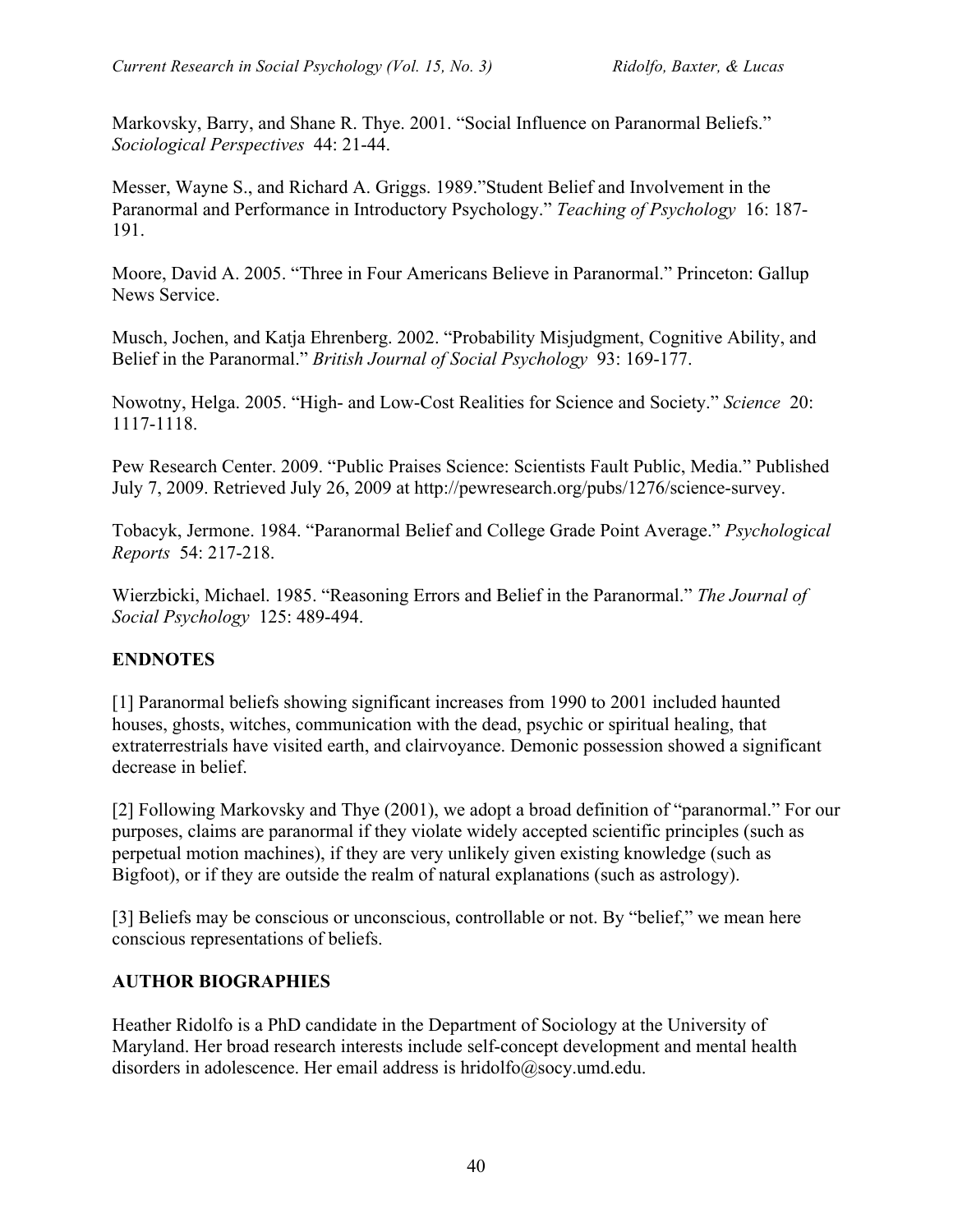Markovsky, Barry, and Shane R. Thye. 2001. "Social Influence on Paranormal Beliefs." *Sociological Perspectives* 44: 21-44.

Messer, Wayne S., and Richard A. Griggs. 1989."Student Belief and Involvement in the Paranormal and Performance in Introductory Psychology." *Teaching of Psychology* 16: 187-191.

Moore, David A. 2005. "Three in Four Americans Believe in Paranormal." Princeton: Gallup News Service.

Musch, Jochen, and Katja Ehrenberg. 2002. "Probability Misjudgment, Cognitive Ability, and Belief in the Paranormal." *British Journal of Social Psychology* 93: 169-177.

Nowotny, Helga. 2005. "High- and Low-Cost Realities for Science and Society." *Science* 20: 1117-1118.

Pew Research Center. 2009. "Public Praises Science: Scientists Fault Public, Media." Published July 7, 2009. Retrieved July 26, 2009 at http://pewresearch.org/pubs/1276/science-survey.

Tobacyk, Jermone. 1984. "Paranormal Belief and College Grade Point Average." *Psychological Reports* 54: 217-218.

Wierzbicki, Michael. 1985. "Reasoning Errors and Belief in the Paranormal." *The Journal of Social Psychology* 125: 489-494.

## ENDNOTES

[1] Paranormal beliefs showing significant increases from 1990 to 2001 included haunted houses, ghosts, witches, communication with the dead, psychic or spiritual healing, that extraterrestrials have visited earth, and clairvoyance. Demonic possession showed a significant decrease in belief.

[2] Following Markovsky and Thye (2001), we adopt a broad definition of "paranormal." For our purposes, claims are paranormal if they violate widely accepted scientific principles (such as perpetual motion machines), if they are very unlikely given existing knowledge (such as Bigfoot), or if they are outside the realm of natural explanations (such as astrology).

[3] Beliefs may be conscious or unconscious, controllable or not. By "belief," we mean here conscious representations of beliefs.

## AUTHOR BIOGRAPHIES

Heather Ridolfo is a PhD candidate in the Department of Sociology at the University of Maryland. Her broad research interests include self-concept development and mental health disorders in adolescence. Her email address is hridolfo@socy.umd.edu.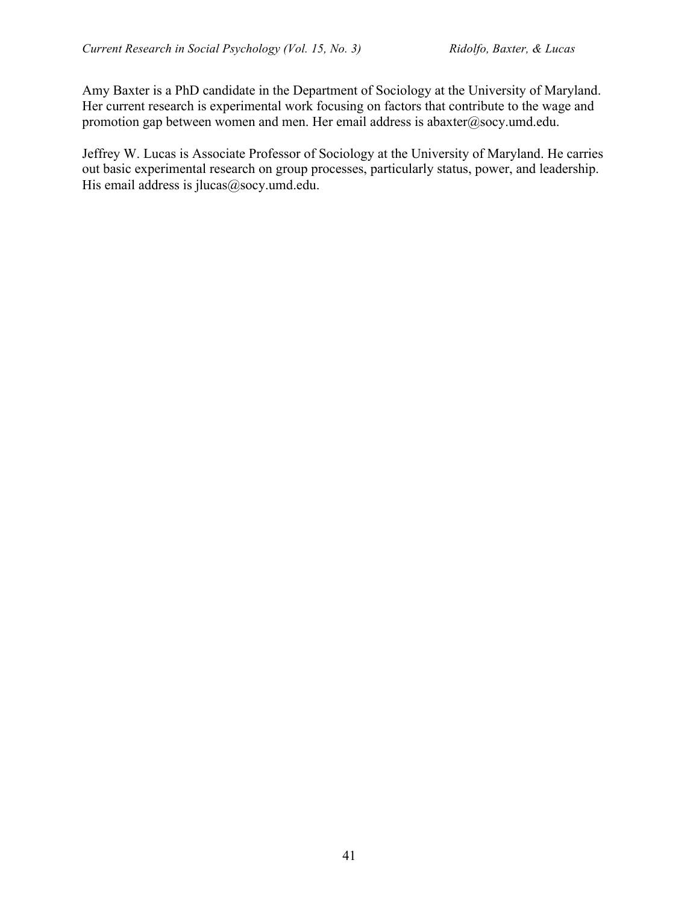Amy Baxter is a PhD candidate in the Department of Sociology at the University of Maryland. Her current research is experimental work focusing on factors that contribute to the wage and promotion gap between women and men. Her email address is abaxter@socy.umd.edu.

Jeffrey W. Lucas is Associate Professor of Sociology at the University of Maryland. He carries out basic experimental research on group processes, particularly status, power, and leadership. His email address is jlucas@socy.umd.edu.